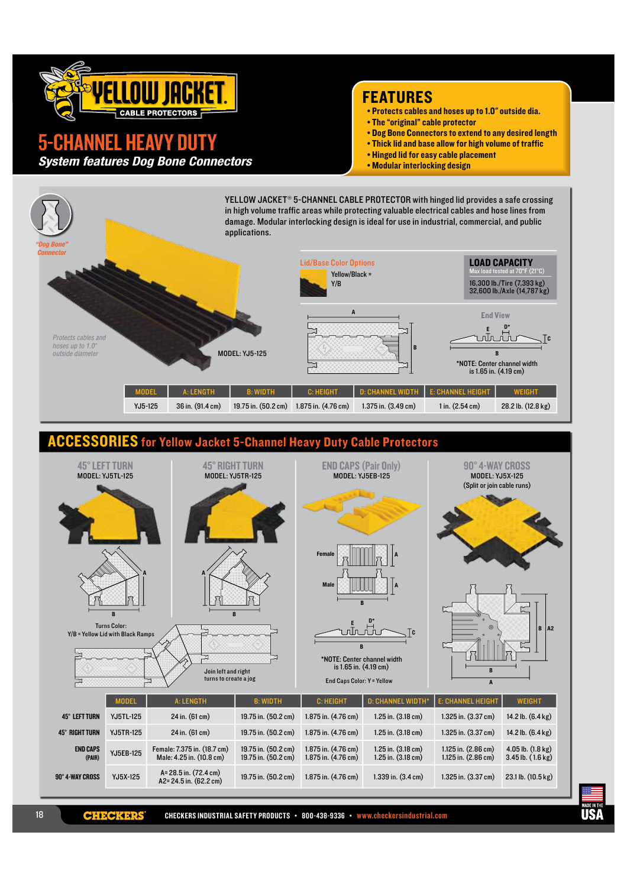# YELLOW JACKET CABLE PROTECTORS

## 5-CHANNEL HEAVY DUTY

*System features Dog Bone Connectors*

## FEATURES

- Protects cables and hoses up to 1.0″ outside dia.
- The "original" cable protector
- Dog Bone Connectors to extend to any desired length
- Thick lid and base allow for high volume of traffic
- Hinged lid for easy cable placement
- Modular interlocking design

*"Dog Bone" Connector*

YELLOW JACKET® 5-CHANNEL CABLE PROTECTOR with hinged lid provides a safe crossing in high volume traffic areas while protecting valuable electrical cables and hose lines from damage. Modular interlocking design is ideal for use in industrial, commercial, and public applications.

*Protects cables and hoses up to 1.0″ outside diameter*

MODEL: YJ5-125

**Lid/Base Color Options**

Yellow/Black = Y/B

**LOAD CAPACITY**

Max load tested at 70°F (21°C)

16,300 lb./Tire (7,393 kg)
32,600 lb./Axle (14,787 kg)

End View

*NOTE: Center channel width is 1.65 in. (4.19 cm)

| MODEL | A: LENGTH | B: WIDTH | C: HEIGHT | D: CHANNEL WIDTH | E: CHANNEL HEIGHT | WEIGHT |
|---|---|---|---|---|---|---|
| YJ5-125 | 36 in. (91.4 cm) | 19.75 in. (50.2 cm) | 1.875 in. (4.76 cm) | 1.375 in. (3.49 cm) | 1 in. (2.54 cm) | 28.2 lb. (12.8 kg) |

## ACCESSORIES for Yellow Jacket 5-Channel Heavy Duty Cable Protectors

### 45° LEFT TURN
MODEL: YJ5TL-125

### 45° RIGHT TURN
MODEL: YJ5TR-125

Turns Color:
Y/B = Yellow Lid with Black Ramps

Join left and right turns to create a jog

### END CAPS (Pair Only)
MODEL: YJ5EB-125

*NOTE: Center channel width is 1.65 in. (4.19 cm)

End Caps Color: Y = Yellow

### 90° 4-WAY CROSS
MODEL: YJ5X-125
(Split or join cable runs)

| | MODEL | A: LENGTH | B: WIDTH | C: HEIGHT | D: CHANNEL WIDTH* | E: CHANNEL HEIGHT | WEIGHT |
|---|---|---|---|---|---|---|---|
| 45° LEFT TURN | YJ5TL-125 | 24 in. (61 cm) | 19.75 in. (50.2 cm) | 1.875 in. (4.76 cm) | 1.25 in. (3.18 cm) | 1.325 in. (3.37 cm) | 14.2 lb. (6.4 kg) |
| 45° RIGHT TURN | YJ5TR-125 | 24 in. (61 cm) | 19.75 in. (50.2 cm) | 1.875 in. (4.76 cm) | 1.25 in. (3.18 cm) | 1.325 in. (3.37 cm) | 14.2 lb. (6.4 kg) |
| END CAPS (PAIR) | YJ5EB-125 | Female: 7.375 in. (18.7 cm)<br>Male: 4.25 in. (10.8 cm) | 19.75 in. (50.2 cm)<br>19.75 in. (50.2 cm) | 1.875 in. (4.76 cm)<br>1.875 in. (4.76 cm) | 1.25 in. (3.18 cm)<br>1.25 in. (3.18 cm) | 1.125 in. (2.86 cm)<br>1.125 in. (2.86 cm) | 4.05 lb. (1.8 kg)<br>3.45 lb. (1.6 kg) |
| 90° 4-WAY CROSS | YJ5X-125 | A= 28.5 in. (72.4 cm)<br>A2= 24.5 in. (62.2 cm) | 19.75 in. (50.2 cm) | 1.875 in. (4.76 cm) | 1.339 in. (3.4 cm) | 1.325 in. (3.37 cm) | 23.1 lb. (10.5 kg) |

MADE IN THE USA

CHECKERS® CHECKERS INDUSTRIAL SAFETY PRODUCTS • 800-438-9336 • www.checkersindustrial.com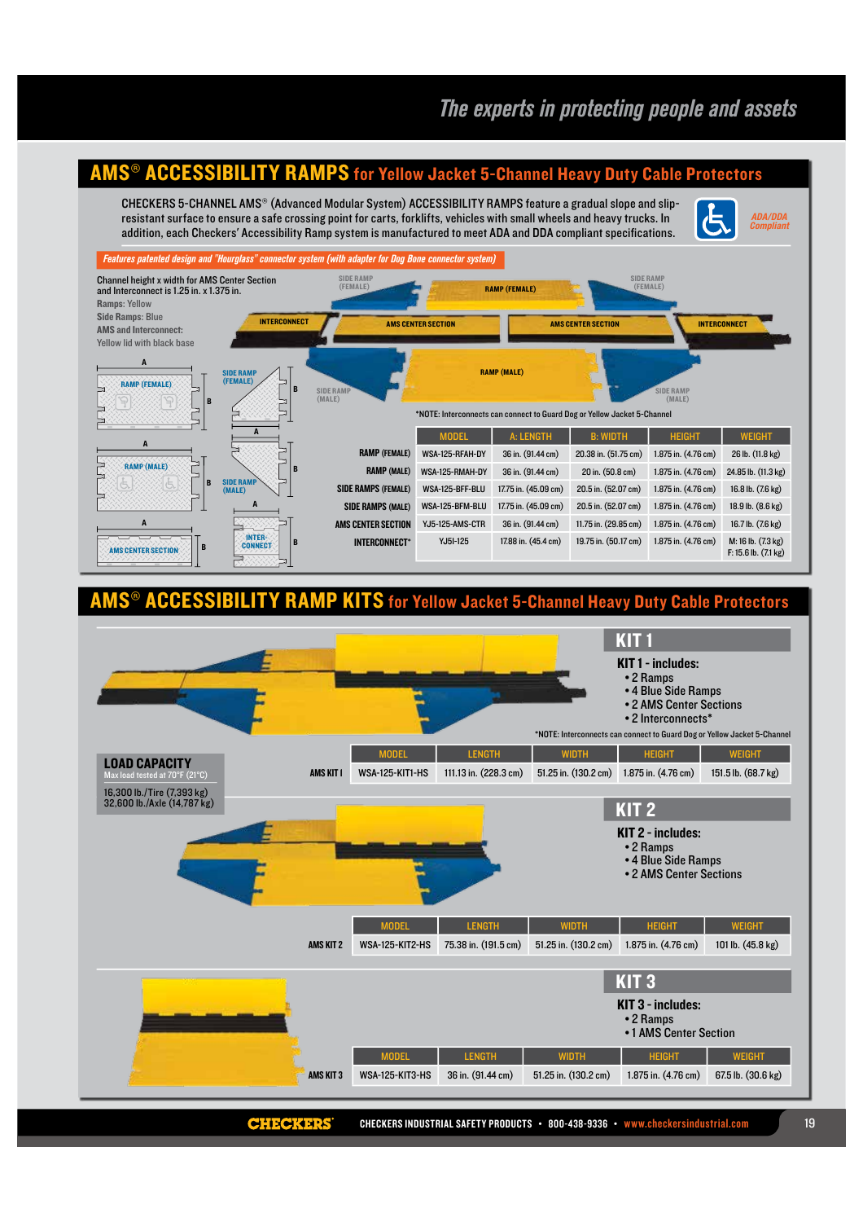# AMS® ACCESSIBILITY RAMPS for Yellow Jacket 5-Channel Heavy Duty Cable Protectors

CHECKERS 5-CHANNEL AMS® (Advanced Modular System) ACCESSIBILITY RAMPS feature a gradual slope and slip-resistant surface to ensure a safe crossing point for carts, forklifts, vehicles with small wheels and heavy trucks. In addition, each Checkers' Accessibility Ramp system is manufactured to meet ADA and DDA compliant specifications.

ADA/DDA Compliant

*Features patented design and "Hourglass" connector system (with adapter for Dog Bone connector system)*

Channel height x width for AMS Center Section and Interconnect is 1.25 in. x 1.375 in.
Ramps: Yellow
Side Ramps: Blue
AMS and Interconnect:
Yellow lid with black base

*NOTE: Interconnects can connect to Guard Dog or Yellow Jacket 5-Channel

| | MODEL | A: LENGTH | B: WIDTH | HEIGHT | WEIGHT |
|---|---|---|---|---|---|
| RAMP (FEMALE) | WSA-125-RFAH-DY | 36 in. (91.44 cm) | 20.38 in. (51.75 cm) | 1.875 in. (4.76 cm) | 26 lb. (11.8 kg) |
| RAMP (MALE) | WSA-125-RMAH-DY | 36 in. (91.44 cm) | 20 in. (50.8 cm) | 1.875 in. (4.76 cm) | 24.85 lb. (11.3 kg) |
| SIDE RAMPS (FEMALE) | WSA-125-BFF-BLU | 17.75 in. (45.09 cm) | 20.5 in. (52.07 cm) | 1.875 in. (4.76 cm) | 16.8 lb. (7.6 kg) |
| SIDE RAMPS (MALE) | WSA-125-BFM-BLU | 17.75 in. (45.09 cm) | 20.5 in. (52.07 cm) | 1.875 in. (4.76 cm) | 18.9 lb. (8.6 kg) |
| AMS CENTER SECTION | YJ5-125-AMS-CTR | 36 in. (91.44 cm) | 11.75 in. (29.85 cm) | 1.875 in. (4.76 cm) | 16.7 lb. (7.6 kg) |
| INTERCONNECT* | YJ5I-125 | 17.88 in. (45.4 cm) | 19.75 in. (50.17 cm) | 1.875 in. (4.76 cm) | M: 16 lb. (7.3 kg) F: 15.6 lb. (7.1 kg) |

# AMS® ACCESSIBILITY RAMP KITS for Yellow Jacket 5-Channel Heavy Duty Cable Protectors

## KIT 1

**KIT 1 - includes:**
- 2 Ramps
- 4 Blue Side Ramps
- 2 AMS Center Sections
- 2 Interconnects*

*NOTE: Interconnects can connect to Guard Dog or Yellow Jacket 5-Channel

| | MODEL | LENGTH | WIDTH | HEIGHT | WEIGHT |
|---|---|---|---|---|---|
| AMS KIT I | WSA-125-KIT1-HS | 111.13 in. (228.3 cm) | 51.25 in. (130.2 cm) | 1.875 in. (4.76 cm) | 151.5 lb. (68.7 kg) |

**LOAD CAPACITY**
Max load tested at 70°F (21°C)
16,300 lb./Tire (7,393 kg)
32,600 lb./Axle (14,787 kg)

## KIT 2

**KIT 2 - includes:**
- 2 Ramps
- 4 Blue Side Ramps
- 2 AMS Center Sections

| | MODEL | LENGTH | WIDTH | HEIGHT | WEIGHT |
|---|---|---|---|---|---|
| AMS KIT 2 | WSA-125-KIT2-HS | 75.38 in. (191.5 cm) | 51.25 in. (130.2 cm) | 1.875 in. (4.76 cm) | 101 lb. (45.8 kg) |

## KIT 3

**KIT 3 - includes:**
- 2 Ramps
- 1 AMS Center Section

| | MODEL | LENGTH | WIDTH | HEIGHT | WEIGHT |
|---|---|---|---|---|---|
| AMS KIT 3 | WSA-125-KIT3-HS | 36 in. (91.44 cm) | 51.25 in. (130.2 cm) | 1.875 in. (4.76 cm) | 67.5 lb. (30.6 kg) |